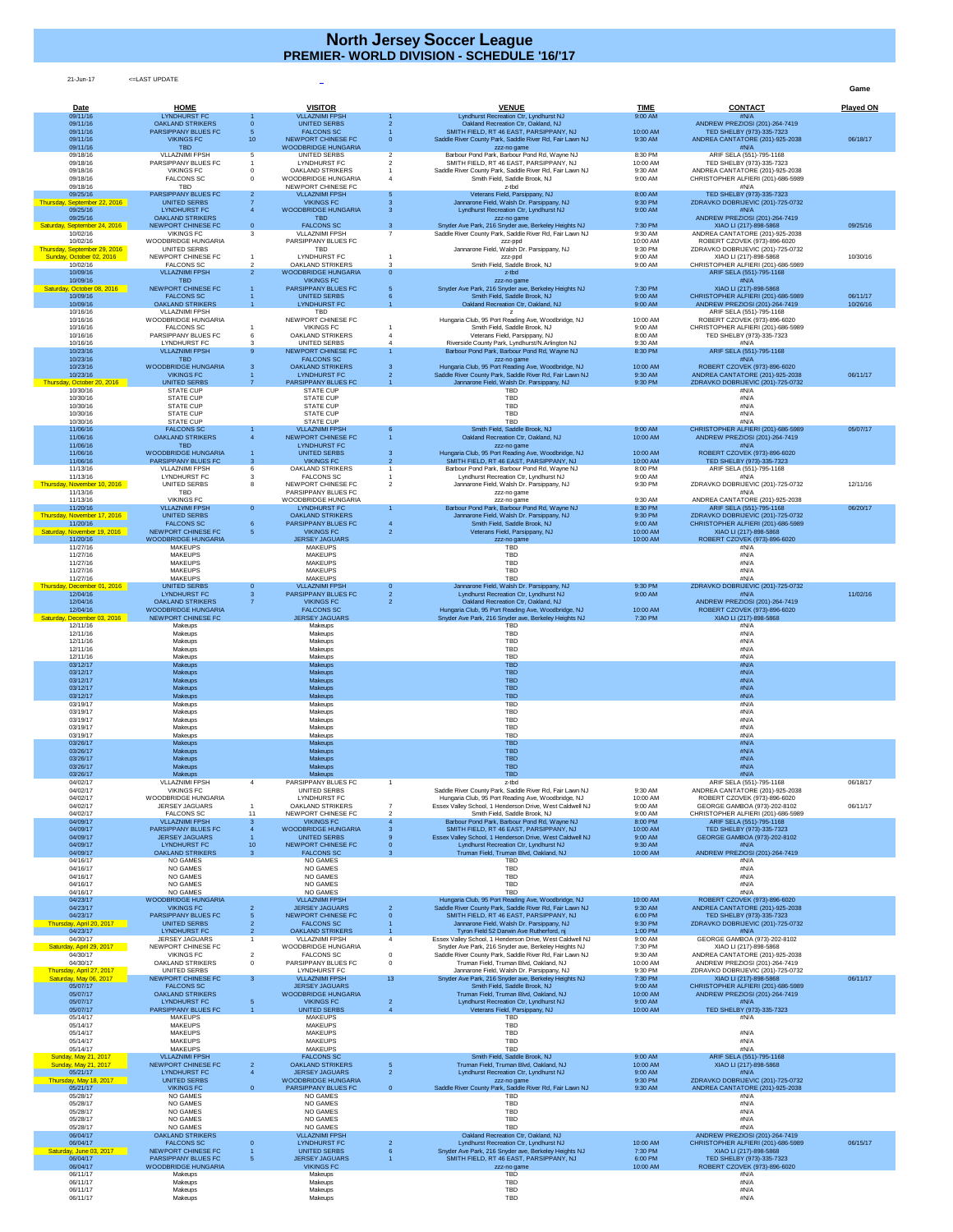# North Jersey Soccer League

## PREMIER- WORLD DIVISION - SCHEDULE '16/'17

21-Jun-17 <=LAST UPDATE

| Date | HOME | | VISITOR | | VENUE | TIME | CONTACT | Game Played ON |
|---|---|---|---|---|---|---|---|---|
| 09/11/16 | LYNDHURST FC | 1 | VLLAZNIMI FPSH | 1 | Lyndhurst Recreation Ctr, Lyndhurst NJ | 9:00 AM | #N/A | |
| 09/11/16 | OAKLAND STRIKERS | 0 | UNITED SERBS | 2 | Oakland Recreation Ctr, Oakland, NJ | | ANDREW PREZIOSI (201)-264-7419 | |
| 09/11/16 | PARSIPPANY BLUES FC | 5 | FALCONS SC | 1 | SMITH FIELD, RT 46 EAST, PARSIPPANY, NJ | 10:00 AM | TED SHELBY (973)-335-7323 | |
| 09/11/16 | VIKINGS FC | 10 | NEWPORT CHINESE FC | 0 | Saddle River County Park, Saddle River Rd, Fair Lawn NJ | 9:30 AM | ANDREA CANTATORE (201)-925-2038 | 06/18/17 |
| 09/11/16 | TBD | | WOODBRIDGE HUNGARIA | | zzz-no game | | #N/A | |
| 09/18/16 | VLLAZNIMI FPSH | 5 | UNITED SERBS | 2 | Barbour Pond Park, Barbour Pond Rd, Wayne NJ | 8:30 PM | ARIF SELA (551)-795-1168 | |
| 09/18/16 | PARSIPPANY BLUES FC | 1 | LYNDHURST FC | 2 | SMITH FIELD, RT 46 EAST, PARSIPPANY, NJ | 10:00 AM | TED SHELBY (973)-335-7323 | |
| 09/18/16 | VIKINGS FC | 0 | OAKLAND STRIKERS | 1 | Saddle River County Park, Saddle River Rd, Fair Lawn NJ | 9:30 AM | ANDREA CANTATORE (201)-925-2038 | |
| 09/18/16 | FALCONS SC | 0 | WOODBRIDGE HUNGARIA | 4 | Smith Field, Saddle Brook, NJ | 9:00 AM | CHRISTOPHER ALFIERI (201)-686-5989 | |
| 09/18/16 | TBD | | NEWPORT CHINESE FC | | z-tbd | | #N/A | |
| 09/25/16 | PARSIPPANY BLUES FC | 2 | VLLAZNIMI FPSH | 5 | Veterans Field, Parsippany, NJ | 8:00 AM | TED SHELBY (973)-335-7323 | |
| Thursday, September 22, 2016 | UNITED SERBS | 7 | VIKINGS FC | 3 | Jannarone Field, Walsh Dr. Parsippany, NJ | 9:30 PM | ZDRAVKO DOBRIJEVIC (201)-725-0732 | |
| 09/25/16 | LYNDHURST FC | 4 | WOODBRIDGE HUNGARIA | 3 | Lyndhurst Recreation Ctr, Lyndhurst NJ | 9:00 AM | #N/A | |
| 09/25/16 | OAKLAND STRIKERS | | TBD | | zzz-no game | | ANDREW PREZIOSI (201)-264-7419 | |
| Saturday, September 24, 2016 | NEWPORT CHINESE FC | 0 | FALCONS SC | 3 | Snyder Ave Park, 216 Snyder ave, Berkeley Heights NJ | 7:30 PM | XIAO LI (217)-898-5868 | 09/25/16 |
| 10/02/16 | VIKINGS FC | 3 | VLLAZNIMI FPSH | 7 | Saddle River County Park, Saddle River Rd, Fair Lawn NJ | 9:30 AM | ANDREA CANTATORE (201)-925-2038 | |
| 10/02/16 | WOODBRIDGE HUNGARIA | | PARSIPPANY BLUES FC | | zzz-ppd | 10:00 AM | ROBERT CZOVEK (973)-896-6020 | |
| Thursday, September 29, 2016 | UNITED SERBS | | TBD | | Jannarone Field, Walsh Dr. Parsippany, NJ | 9:30 PM | ZDRAVKO DOBRIJEVIC (201)-725-0732 | |
| Sunday, October 02, 2016 | NEWPORT CHINESE FC | 1 | LYNDHURST FC | 1 | zzz-ppd | 9:00 AM | XIAO LI (217)-898-5868 | 10/30/16 |
| 10/02/16 | FALCONS SC | 2 | OAKLAND STRIKERS | 3 | Smith Field, Saddle Brook, NJ | 9:00 AM | CHRISTOPHER ALFIERI (201)-686-5989 | |
| 10/09/16 | VLLAZNIMI FPSH | 2 | WOODBRIDGE HUNGARIA | 0 | z-tbd | | ARIF SELA (551)-795-1168 | |
| 10/09/16 | TBD | | VIKINGS FC | | zzz-no game | | #N/A | |
| Saturday, October 08, 2016 | NEWPORT CHINESE FC | 1 | PARSIPPANY BLUES FC | 5 | Snyder Ave Park, 216 Snyder ave, Berkeley Heights NJ | 7:30 PM | XIAO LI (217)-898-5868 | |
| 10/09/16 | FALCONS SC | 1 | UNITED SERBS | 6 | Smith Field, Saddle Brook, NJ | 9:00 AM | CHRISTOPHER ALFIERI (201)-686-5989 | 06/11/17 |
| 10/09/16 | OAKLAND STRIKERS | 1 | LYNDHURST FC | 1 | Oakland Recreation Ctr, Oakland, NJ | 9:00 AM | ANDREW PREZIOSI (201)-264-7419 | 10/26/16 |
| 10/16/16 | VLLAZNIMI FPSH | | TBD | | z | | ARIF SELA (551)-795-1168 | |
| 10/16/16 | WOODBRIDGE HUNGARIA | | NEWPORT CHINESE FC | | Hungaria Club, 95 Port Reading Ave, Woodbridge, NJ | 10:00 AM | ROBERT CZOVEK (973)-896-6020 | |
| 10/16/16 | FALCONS SC | 1 | VIKINGS FC | 1 | Smith Field, Saddle Brook, NJ | 9:00 AM | CHRISTOPHER ALFIERI (201)-686-5989 | |
| 10/16/16 | PARSIPPANY BLUES FC | 6 | OAKLAND STRIKERS | 4 | Veterans Field, Parsippany, NJ | 8:00 AM | TED SHELBY (973)-335-7323 | |
| 10/16/16 | LYNDHURST FC | 3 | UNITED SERBS | 4 | Riverside County Park, Lyndhurst/N.Arlington NJ | 9:30 AM | #N/A | |
| 10/23/16 | VLLAZNIMI FPSH | 9 | NEWPORT CHINESE FC | 1 | Barbour Pond Park, Barbour Pond Rd, Wayne NJ | 8:30 PM | ARIF SELA (551)-795-1168 | |
| 10/23/16 | TBD | | FALCONS SC | | zzz-no game | | #N/A | |
| 10/23/16 | WOODBRIDGE HUNGARIA | 3 | OAKLAND STRIKERS | 3 | Hungaria Club, 95 Port Reading Ave, Woodbridge, NJ | 10:00 AM | ROBERT CZOVEK (973)-896-6020 | |
| 10/23/16 | VIKINGS FC | 1 | LYNDHURST FC | 2 | Saddle River County Park, Saddle River Rd, Fair Lawn NJ | 9:30 AM | ANDREA CANTATORE (201)-925-2038 | 06/11/17 |
| Thursday, October 20, 2016 | UNITED SERBS | 7 | PARSIPPANY BLUES FC | 1 | Jannarone Field, Walsh Dr. Parsippany, NJ | 9:30 PM | ZDRAVKO DOBRIJEVIC (201)-725-0732 | |
| 10/30/16 | STATE CUP | | STATE CUP | | TBD | | #N/A | |
| 10/30/16 | STATE CUP | | STATE CUP | | TBD | | #N/A | |
| 10/30/16 | STATE CUP | | STATE CUP | | TBD | | #N/A | |
| 10/30/16 | STATE CUP | | STATE CUP | | TBD | | #N/A | |
| 10/30/16 | STATE CUP | | STATE CUP | | TBD | | #N/A | |
| 11/06/16 | FALCONS SC | 1 | VLLAZNIMI FPSH | 6 | Smith Field, Saddle Brook, NJ | 9:00 AM | CHRISTOPHER ALFIERI (201)-686-5989 | 05/07/17 |
| 11/06/16 | OAKLAND STRIKERS | 4 | NEWPORT CHINESE FC | 1 | Oakland Recreation Ctr, Oakland, NJ | 10:00 AM | ANDREW PREZIOSI (201)-264-7419 | |
| 11/06/16 | TBD | | LYNDHURST FC | | zzz-no game | | #N/A | |
| 11/06/16 | WOODBRIDGE HUNGARIA | 1 | UNITED SERBS | 3 | Hungaria Club, 95 Port Reading Ave, Woodbridge, NJ | 10:00 AM | ROBERT CZOVEK (973)-896-6020 | |
| 11/06/16 | PARSIPPANY BLUES FC | 3 | VIKINGS FC | 2 | SMITH FIELD, RT 46 EAST, PARSIPPANY, NJ | 10:00 AM | TED SHELBY (973)-335-7323 | |
| 11/13/16 | VLLAZNIMI FPSH | 6 | OAKLAND STRIKERS | 1 | Barbour Pond Park, Barbour Pond Rd, Wayne NJ | 8:00 PM | ARIF SELA (551)-795-1168 | |
| 11/13/16 | LYNDHURST FC | 3 | FALCONS SC | 1 | Lyndhurst Recreation Ctr, Lyndhurst NJ | 9:00 AM | #N/A | |
| Thursday, November 10, 2016 | UNITED SERBS | 8 | NEWPORT CHINESE FC | 2 | Jannarone Field, Walsh Dr. Parsippany, NJ | 9:30 PM | ZDRAVKO DOBRIJEVIC (201)-725-0732 | 12/11/16 |
| 11/13/16 | TBD | | PARSIPPANY BLUES FC | | zzz-no game | | #N/A | |
| 11/13/16 | VIKINGS FC | | WOODBRIDGE HUNGARIA | | zzz-no game | 9:30 AM | ANDREA CANTATORE (201)-925-2038 | |
| 11/20/16 | VLLAZNIMI FPSH | 0 | LYNDHURST FC | 1 | Barbour Pond Park, Barbour Pond Rd, Wayne NJ | 8:30 PM | ARIF SELA (551)-795-1168 | 06/20/17 |
| Thursday, November 17, 2016 | UNITED SERBS | | OAKLAND STRIKERS | | Jannarone Field, Walsh Dr. Parsippany, NJ | 9:30 PM | ZDRAVKO DOBRIJEVIC (201)-725-0732 | |
| 11/20/16 | FALCONS SC | 6 | PARSIPPANY BLUES FC | 4 | Smith Field, Saddle Brook, NJ | 9:00 AM | CHRISTOPHER ALFIERI (201)-686-5989 | |
| Saturday, November 19, 2016 | NEWPORT CHINESE FC | 5 | VIKINGS FC | 2 | Veterans Field, Parsippany, NJ | 10:00 AM | XIAO LI (217)-898-5868 | |
| 11/20/16 | WOODBRIDGE HUNGARIA | | JERSEY JAGUARS | | zzz-no game | 10:00 AM | ROBERT CZOVEK (973)-896-6020 | |
| 11/27/16 | MAKEUPS | | MAKEUPS | | TBD | | #N/A | |
| 11/27/16 | MAKEUPS | | MAKEUPS | | TBD | | #N/A | |
| 11/27/16 | MAKEUPS | | MAKEUPS | | TBD | | #N/A | |
| 11/27/16 | MAKEUPS | | MAKEUPS | | TBD | | #N/A | |
| 11/27/16 | MAKEUPS | | MAKEUPS | | TBD | | #N/A | |
| Thursday, December 01, 2016 | UNITED SERBS | 0 | VLLAZNIMI FPSH | 0 | Jannarone Field, Walsh Dr. Parsippany, NJ | 9:30 PM | ZDRAVKO DOBRIJEVIC (201)-725-0732 | |
| 12/04/16 | LYNDHURST FC | 3 | PARSIPPANY BLUES FC | 2 | Lyndhurst Recreation Ctr, Lyndhurst NJ | 9:00 AM | #N/A | 11/02/16 |
| 12/04/16 | OAKLAND STRIKERS | 7 | VIKINGS FC | 2 | Oakland Recreation Ctr, Oakland, NJ | | ANDREW PREZIOSI (201)-264-7419 | |
| 12/04/16 | WOODBRIDGE HUNGARIA | | FALCONS SC | | Hungaria Club, 95 Port Reading Ave, Woodbridge, NJ | 10:00 AM | ROBERT CZOVEK (973)-896-6020 | |
| Saturday, December 03, 2016 | NEWPORT CHINESE FC | | JERSEY JAGUARS | | Snyder Ave Park, 216 Snyder ave, Berkeley Heights NJ | 7:30 PM | XIAO LI (217)-898-5868 | |
| 12/11/16 | Makeups | | Makeups | | TBD | | #N/A | |
| 12/11/16 | Makeups | | Makeups | | TBD | | #N/A | |
| 12/11/16 | Makeups | | Makeups | | TBD | | #N/A | |
| 12/11/16 | Makeups | | Makeups | | TBD | | #N/A | |
| 12/11/16 | Makeups | | Makeups | | TBD | | #N/A | |
| 03/12/17 | Makeups | | Makeups | | TBD | | #N/A | |
| 03/12/17 | Makeups | | Makeups | | TBD | | #N/A | |
| 03/12/17 | Makeups | | Makeups | | TBD | | #N/A | |
| 03/12/17 | Makeups | | Makeups | | TBD | | #N/A | |
| 03/12/17 | Makeups | | Makeups | | TBD | | #N/A | |
| 03/19/17 | Makeups | | Makeups | | TBD | | #N/A | |
| 03/19/17 | Makeups | | Makeups | | TBD | | #N/A | |
| 03/19/17 | Makeups | | Makeups | | TBD | | #N/A | |
| 03/19/17 | Makeups | | Makeups | | TBD | | #N/A | |
| 03/19/17 | Makeups | | Makeups | | TBD | | #N/A | |
| 03/26/17 | Makeups | | Makeups | | TBD | | #N/A | |
| 03/26/17 | Makeups | | Makeups | | TBD | | #N/A | |
| 03/26/17 | Makeups | | Makeups | | TBD | | #N/A | |
| 03/26/17 | Makeups | | Makeups | | TBD | | #N/A | |
| 03/26/17 | Makeups | | Makeups | | TBD | | #N/A | |
| 04/02/17 | VLLAZNIMI FPSH | 4 | PARSIPPANY BLUES FC | 1 | z-tbd | | ARIF SELA (551)-795-1168 | 06/18/17 |
| 04/02/17 | VIKINGS FC | | UNITED SERBS | | Saddle River County Park, Saddle River Rd, Fair Lawn NJ | 9:30 AM | ANDREA CANTATORE (201)-925-2038 | |
| 04/02/17 | WOODBRIDGE HUNGARIA | | LYNDHURST FC | | Hungaria Club, 95 Port Reading Ave, Woodbridge, NJ | 10:00 AM | ROBERT CZOVEK (973)-896-6020 | |
| 04/02/17 | JERSEY JAGUARS | 1 | OAKLAND STRIKERS | 7 | Essex Valley School, 1 Henderson Drive, West Caldwell NJ | 9:00 AM | GEORGE GAMBOA (973)-202-8102 | 06/11/17 |
| 04/02/17 | FALCONS SC | 11 | NEWPORT CHINESE FC | 2 | Smith Field, Saddle Brook, NJ | 9:00 AM | CHRISTOPHER ALFIERI (201)-686-5989 | |
| 04/09/17 | VLLAZNIMI FPSH | 3 | VIKINGS FC | 4 | Barbour Pond Park, Barbour Pond Rd, Wayne NJ | 8:00 PM | ARIF SELA (551)-795-1168 | |
| 04/09/17 | PARSIPPANY BLUES FC | 4 | WOODBRIDGE HUNGARIA | 3 | SMITH FIELD, RT 46 EAST, PARSIPPANY, NJ | 10:00 AM | TED SHELBY (973)-335-7323 | |
| 04/09/17 | JERSEY JAGUARS | 1 | UNITED SERBS | 9 | Essex Valley School, 1 Henderson Drive, West Caldwell NJ | 9:00 AM | GEORGE GAMBOA (973)-202-8102 | |
| 04/09/17 | LYNDHURST FC | 10 | NEWPORT CHINESE FC | 0 | Lyndhurst Recreation Ctr, Lyndhurst NJ | 9:30 AM | #N/A | |
| 04/09/17 | OAKLAND STRIKERS | 3 | FALCONS SC | 3 | Truman Field, Truman Blvd, Oakland, NJ | 10:00 AM | ANDREW PREZIOSI (201)-264-7419 | |
| 04/16/17 | NO GAMES | | NO GAMES | | TBD | | #N/A | |
| 04/16/17 | NO GAMES | | NO GAMES | | TBD | | #N/A | |
| 04/16/17 | NO GAMES | | NO GAMES | | TBD | | #N/A | |
| 04/16/17 | NO GAMES | | NO GAMES | | TBD | | #N/A | |
| 04/16/17 | NO GAMES | | NO GAMES | | TBD | | #N/A | |
| 04/23/17 | WOODBRIDGE HUNGARIA | | VLLAZNIMI FPSH | | Hungaria Club, 95 Port Reading Ave, Woodbridge, NJ | 10:00 AM | ROBERT CZOVEK (973)-896-6020 | |
| 04/23/17 | VIKINGS FC | 2 | JERSEY JAGUARS | 2 | Saddle River County Park, Saddle River Rd, Fair Lawn NJ | 9:30 AM | ANDREA CANTATORE (201)-925-2038 | |
| 04/23/17 | PARSIPPANY BLUES FC | 5 | NEWPORT CHINESE FC | 0 | SMITH FIELD, RT 46 EAST, PARSIPPANY, NJ | 6:00 PM | TED SHELBY (973)-335-7323 | |
| Thursday, April 20, 2017 | UNITED SERBS | 2 | FALCONS SC | 1 | Jannarone Field, Walsh Dr. Parsippany, NJ | 9:30 PM | ZDRAVKO DOBRIJEVIC (201)-725-0732 | |
| 04/23/17 | LYNDHURST FC | 2 | OAKLAND STRIKERS | 1 | Tyron Field 52 Darwin Ave Rutherford, nj | 1:00 PM | #N/A | |
| 04/30/17 | JERSEY JAGUARS | 1 | VLLAZNIMI FPSH | 4 | Essex Valley School, 1 Henderson Drive, West Caldwell NJ | 9:00 AM | GEORGE GAMBOA (973)-202-8102 | |
| Saturday, April 29, 2017 | NEWPORT CHINESE FC | | WOODBRIDGE HUNGARIA | | Snyder Ave Park, 216 Snyder ave, Berkeley Heights NJ | 7:30 PM | XIAO LI (217)-898-5868 | |
| 04/30/17 | VIKINGS FC | 2 | FALCONS SC | 0 | Saddle River County Park, Saddle River Rd, Fair Lawn NJ | 9:30 AM | ANDREA CANTATORE (201)-925-2038 | |
| 04/30/17 | OAKLAND STRIKERS | 0 | PARSIPPANY BLUES FC | 0 | Truman Field, Truman Blvd, Oakland, NJ | 10:00 AM | ANDREW PREZIOSI (201)-264-7419 | |
| Thursday, April 27, 2017 | UNITED SERBS | | LYNDHURST FC | | Jannarone Field, Walsh Dr. Parsippany, NJ | 9:30 PM | ZDRAVKO DOBRIJEVIC (201)-725-0732 | |
| Saturday, May 06, 2017 | NEWPORT CHINESE FC | 3 | VLLAZNIMI FPSH | 13 | Snyder Ave Park, 216 Snyder ave, Berkeley Heights NJ | 7:30 PM | XIAO LI (217)-898-5868 | 06/11/17 |
| 05/07/17 | FALCONS SC | | JERSEY JAGUARS | | Smith Field, Saddle Brook, NJ | 9:00 AM | CHRISTOPHER ALFIERI (201)-686-5989 | |
| 05/07/17 | OAKLAND STRIKERS | | WOODBRIDGE HUNGARIA | | Truman Field, Truman Blvd, Oakland, NJ | 10:00 AM | ANDREW PREZIOSI (201)-264-7419 | |
| 05/07/17 | LYNDHURST FC | 5 | VIKINGS FC | 2 | Lyndhurst Recreation Ctr, Lyndhurst NJ | 9:00 AM | #N/A | |
| 05/07/17 | PARSIPPANY BLUES FC | 1 | UNITED SERBS | 4 | Veterans Field, Parsippany, NJ | 10:00 AM | TED SHELBY (973)-335-7323 | |
| 05/14/17 | MAKEUPS | | MAKEUPS | | TBD | | | |
| 05/14/17 | MAKEUPS | | MAKEUPS | | TBD | | | |
| 05/14/17 | MAKEUPS | | MAKEUPS | | TBD | | #N/A | |
| 05/14/17 | MAKEUPS | | MAKEUPS | | TBD | | #N/A | |
| 05/14/17 | MAKEUPS | | MAKEUPS | | TBD | | #N/A | |
| Sunday, May 21, 2017 | VLLAZNIMI FPSH | | FALCONS SC | | Smith Field, Saddle Brook, NJ | 9:00 AM | ARIF SELA (551)-795-1168 | |
| Sunday, May 21, 2017 | NEWPORT CHINESE FC | 2 | OAKLAND STRIKERS | 5 | Truman Field, Truman Blvd, Oakland, NJ | 10:00 AM | XIAO LI (217)-898-5868 | |
| 05/21/17 | LYNDHURST FC | 4 | JERSEY JAGUARS | 2 | Lyndhurst Recreation Ctr, Lyndhurst NJ | 9:00 AM | #N/A | |
| Thursday, May 18, 2017 | UNITED SERBS | | WOODBRIDGE HUNGARIA | | zzz-no game | 9:30 PM | ZDRAVKO DOBRIJEVIC (201)-725-0732 | |
| 05/21/17 | VIKINGS FC | 0 | PARSIPPANY BLUES FC | 0 | Saddle River County Park, Saddle River Rd, Fair Lawn NJ | 9:30 AM | ANDREA CANTATORE (201)-925-2038 | |
| 05/28/17 | NO GAMES | | NO GAMES | | TBD | | #N/A | |
| 05/28/17 | NO GAMES | | NO GAMES | | TBD | | #N/A | |
| 05/28/17 | NO GAMES | | NO GAMES | | TBD | | #N/A | |
| 05/28/17 | NO GAMES | | NO GAMES | | TBD | | #N/A | |
| 05/28/17 | NO GAMES | | NO GAMES | | TBD | | #N/A | |
| 06/04/17 | OAKLAND STRIKERS | | VLLAZNIMI FPSH | | Oakland Recreation Ctr, Oakland, NJ | | ANDREW PREZIOSI (201)-264-7419 | |
| 06/04/17 | FALCONS SC | 0 | LYNDHURST FC | 2 | Lyndhurst Recreation Ctr, Lyndhurst NJ | 10:00 AM | CHRISTOPHER ALFIERI (201)-686-5989 | 06/15/17 |
| Saturday, June 03, 2017 | NEWPORT CHINESE FC | 1 | UNITED SERBS | 6 | Snyder Ave Park, 216 Snyder ave, Berkeley Heights NJ | 7:30 PM | XIAO LI (217)-898-5868 | |
| 06/04/17 | PARSIPPANY BLUES FC | 5 | JERSEY JAGUARS | 1 | SMITH FIELD, RT 46 EAST, PARSIPPANY, NJ | 6:00 PM | TED SHELBY (973)-335-7323 | |
| 06/04/17 | WOODBRIDGE HUNGARIA | | VIKINGS FC | | zzz-no game | 10:00 AM | ROBERT CZOVEK (973)-896-6020 | |
| 06/11/17 | Makeups | | Makeups | | TBD | | #N/A | |
| 06/11/17 | Makeups | | Makeups | | TBD | | #N/A | |
| 06/11/17 | Makeups | | Makeups | | TBD | | #N/A | |
| 06/11/17 | Makeups | | Makeups | | TBD | | #N/A | |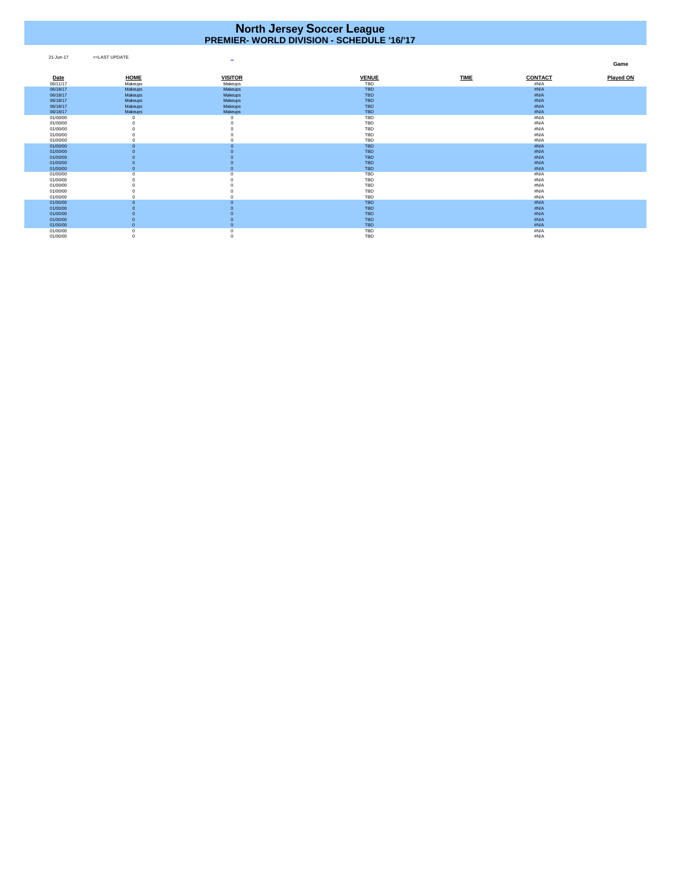# North Jersey Soccer League

## PREMIER- WORLD DIVISION - SCHEDULE '16/'17

21-Jun-17 <=LAST UPDATE

| Date | HOME | VISITOR | VENUE | TIME | CONTACT | Game Played ON |
|---|---|---|---|---|---|---|
| 06/11/17 | Makeups | Makeups | TBD | | #N/A | |
| 06/18/17 | Makeups | Makeups | TBD | | #N/A | |
| 06/18/17 | Makeups | Makeups | TBD | | #N/A | |
| 06/18/17 | Makeups | Makeups | TBD | | #N/A | |
| 06/18/17 | Makeups | Makeups | TBD | | #N/A | |
| 06/18/17 | Makeups | Makeups | TBD | | #N/A | |
| 01/00/00 | 0 | 0 | TBD | | #N/A | |
| 01/00/00 | 0 | 0 | TBD | | #N/A | |
| 01/00/00 | 0 | 0 | TBD | | #N/A | |
| 01/00/00 | 0 | 0 | TBD | | #N/A | |
| 01/00/00 | 0 | 0 | TBD | | #N/A | |
| 01/00/00 | 0 | 0 | TBD | | #N/A | |
| 01/00/00 | 0 | 0 | TBD | | #N/A | |
| 01/00/00 | 0 | 0 | TBD | | #N/A | |
| 01/00/00 | 0 | 0 | TBD | | #N/A | |
| 01/00/00 | 0 | 0 | TBD | | #N/A | |
| 01/00/00 | 0 | 0 | TBD | | #N/A | |
| 01/00/00 | 0 | 0 | TBD | | #N/A | |
| 01/00/00 | 0 | 0 | TBD | | #N/A | |
| 01/00/00 | 0 | 0 | TBD | | #N/A | |
| 01/00/00 | 0 | 0 | TBD | | #N/A | |
| 01/00/00 | 0 | 0 | TBD | | #N/A | |
| 01/00/00 | 0 | 0 | TBD | | #N/A | |
| 01/00/00 | 0 | 0 | TBD | | #N/A | |
| 01/00/00 | 0 | 0 | TBD | | #N/A | |
| 01/00/00 | 0 | 0 | TBD | | #N/A | |
| 01/00/00 | 0 | 0 | TBD | | #N/A | |
| 01/00/00 | 0 | 0 | TBD | | #N/A | |